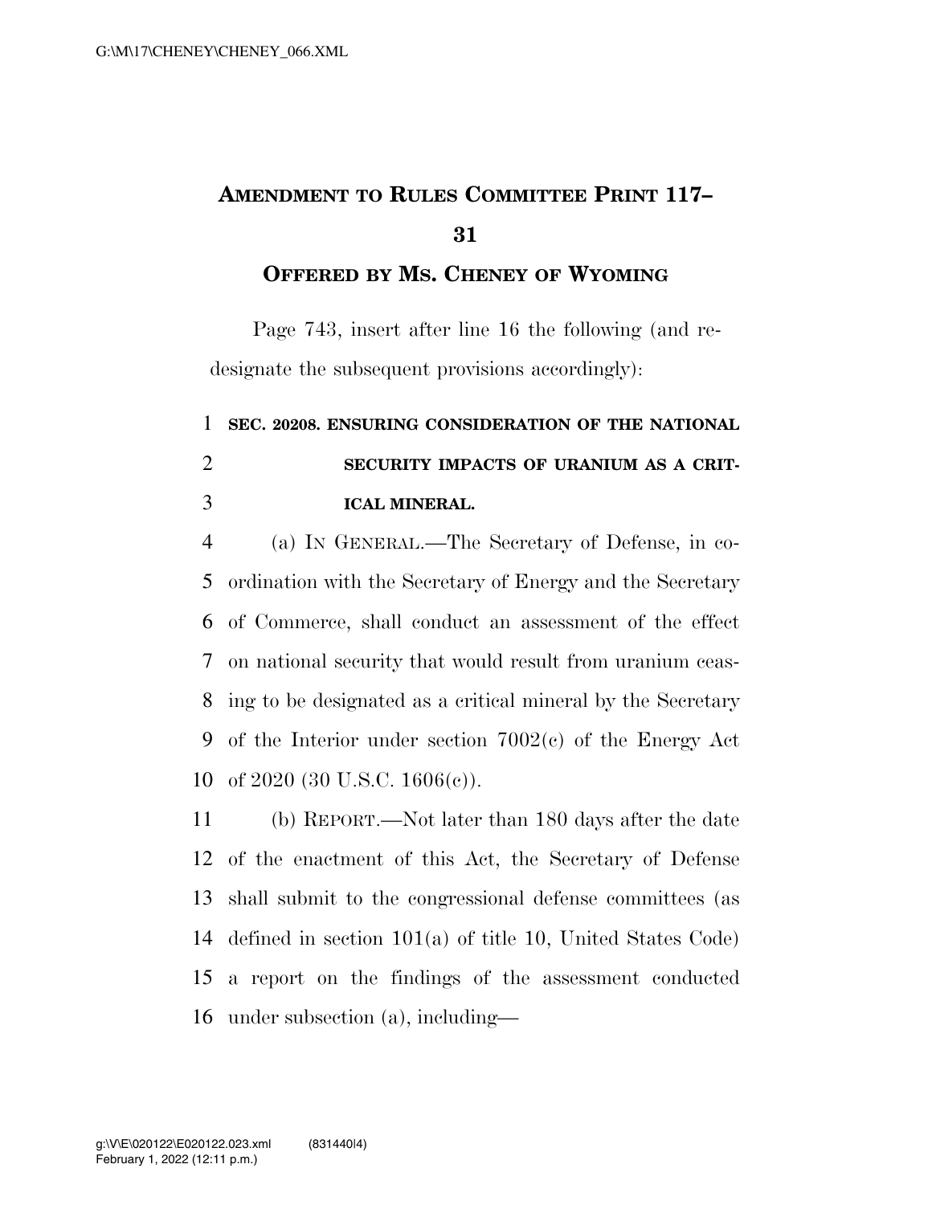# AMENDMENT TO RULES COMMITTEE PRINT 117–31

## OFFERED BY MS. CHENEY OF WYOMING

Page 743, insert after line 16 the following (and redesignate the subsequent provisions accordingly):

**SEC. 20208. ENSURING CONSIDERATION OF THE NATIONAL SECURITY IMPACTS OF URANIUM AS A CRITICAL MINERAL.**

(a) IN GENERAL.—The Secretary of Defense, in coordination with the Secretary of Energy and the Secretary of Commerce, shall conduct an assessment of the effect on national security that would result from uranium ceasing to be designated as a critical mineral by the Secretary of the Interior under section 7002(c) of the Energy Act of 2020 (30 U.S.C. 1606(c)).

(b) REPORT.—Not later than 180 days after the date of the enactment of this Act, the Secretary of Defense shall submit to the congressional defense committees (as defined in section 101(a) of title 10, United States Code) a report on the findings of the assessment conducted under subsection (a), including—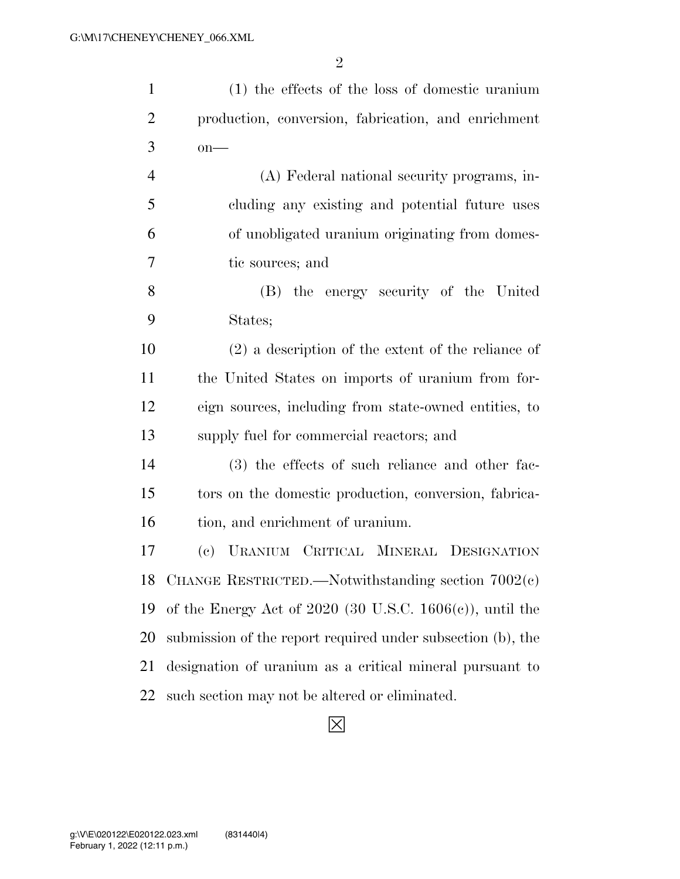(1) the effects of the loss of domestic uranium production, conversion, fabrication, and enrichment on—

(A) Federal national security programs, including any existing and potential future uses of unobligated uranium originating from domestic sources; and

(B) the energy security of the United States;

(2) a description of the extent of the reliance of the United States on imports of uranium from foreign sources, including from state-owned entities, to supply fuel for commercial reactors; and

(3) the effects of such reliance and other factors on the domestic production, conversion, fabrication, and enrichment of uranium.

(c) URANIUM CRITICAL MINERAL DESIGNATION CHANGE RESTRICTED.—Notwithstanding section 7002(c) of the Energy Act of 2020 (30 U.S.C. 1606(c)), until the submission of the report required under subsection (b), the designation of uranium as a critical mineral pursuant to such section may not be altered or eliminated.